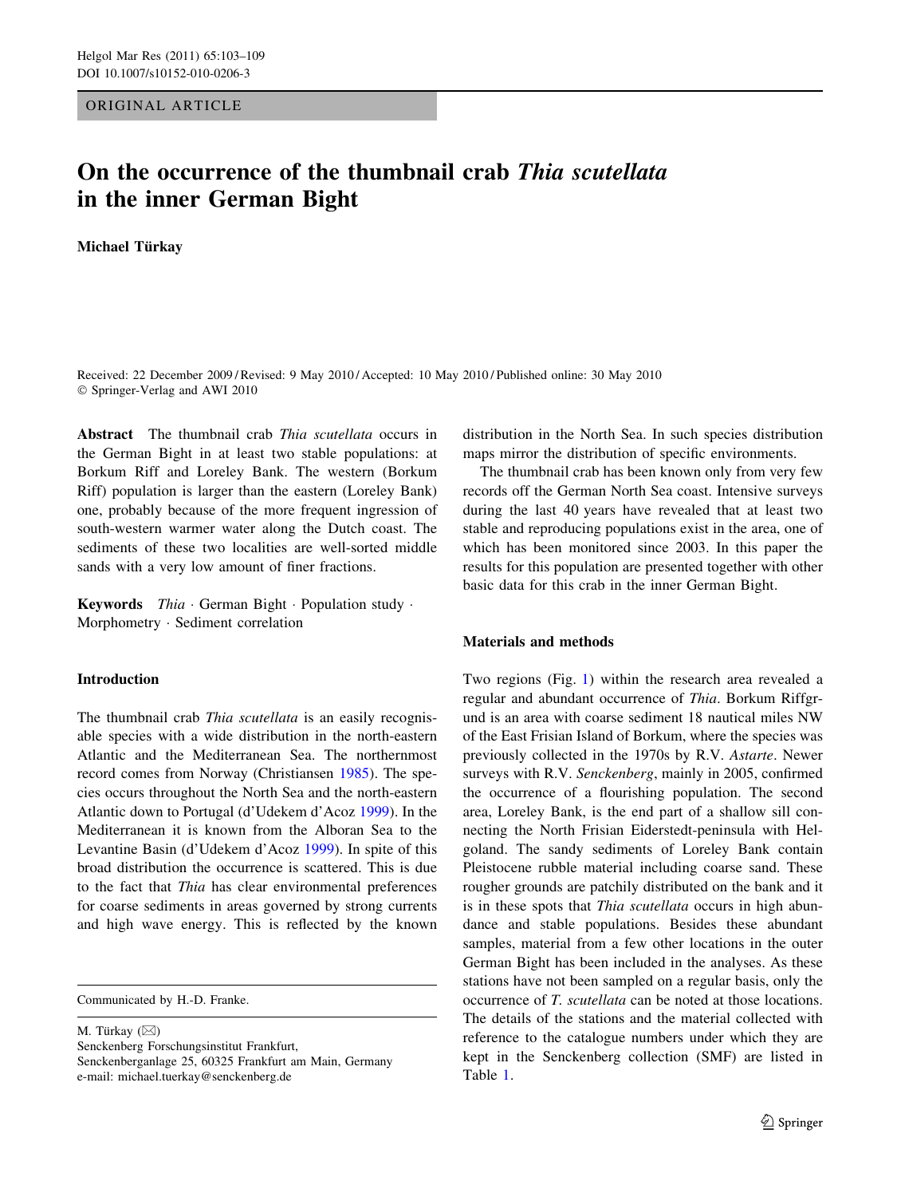ORIGINAL ARTICLE

# On the occurrence of the thumbnail crab *Thia scutellata* in the inner German Bight

**Michael Türkay**

Received: 22 December 2009 / Revised: 9 May 2010 / Accepted: 10 May 2010 / Published online: 30 May 2010
© Springer-Verlag and AWI 2010

**Abstract** The thumbnail crab *Thia scutellata* occurs in the German Bight in at least two stable populations: at Borkum Riff and Loreley Bank. The western (Borkum Riff) population is larger than the eastern (Loreley Bank) one, probably because of the more frequent ingression of south-western warmer water along the Dutch coast. The sediments of these two localities are well-sorted middle sands with a very low amount of finer fractions.

**Keywords** *Thia* · German Bight · Population study · Morphometry · Sediment correlation

## Introduction

The thumbnail crab *Thia scutellata* is an easily recognisable species with a wide distribution in the north-eastern Atlantic and the Mediterranean Sea. The northernmost record comes from Norway (Christiansen 1985). The species occurs throughout the North Sea and the north-eastern Atlantic down to Portugal (d'Udekem d'Acoz 1999). In the Mediterranean it is known from the Alboran Sea to the Levantine Basin (d'Udekem d'Acoz 1999). In spite of this broad distribution the occurrence is scattered. This is due to the fact that *Thia* has clear environmental preferences for coarse sediments in areas governed by strong currents and high wave energy. This is reflected by the known distribution in the North Sea. In such species distribution maps mirror the distribution of specific environments.

The thumbnail crab has been known only from very few records off the German North Sea coast. Intensive surveys during the last 40 years have revealed that at least two stable and reproducing populations exist in the area, one of which has been monitored since 2003. In this paper the results for this population are presented together with other basic data for this crab in the inner German Bight.

## Materials and methods

Two regions (Fig. 1) within the research area revealed a regular and abundant occurrence of *Thia*. Borkum Riffgrund is an area with coarse sediment 18 nautical miles NW of the East Frisian Island of Borkum, where the species was previously collected in the 1970s by R.V. *Astarte*. Newer surveys with R.V. *Senckenberg*, mainly in 2005, confirmed the occurrence of a flourishing population. The second area, Loreley Bank, is the end part of a shallow sill connecting the North Frisian Eiderstedt-peninsula with Helgoland. The sandy sediments of Loreley Bank contain Pleistocene rubble material including coarse sand. These rougher grounds are patchily distributed on the bank and it is in these spots that *Thia scutellata* occurs in high abundance and stable populations. Besides these abundant samples, material from a few other locations in the outer German Bight has been included in the analyses. As these stations have not been sampled on a regular basis, only the occurrence of *T. scutellata* can be noted at those locations. The details of the stations and the material collected with reference to the catalogue numbers under which they are kept in the Senckenberg collection (SMF) are listed in Table 1.

---

Communicated by H.-D. Franke.

M. Türkay (✉)
Senckenberg Forschungsinstitut Frankfurt,
Senckenberganlage 25, 60325 Frankfurt am Main, Germany
e-mail: michael.tuerkay@senckenberg.de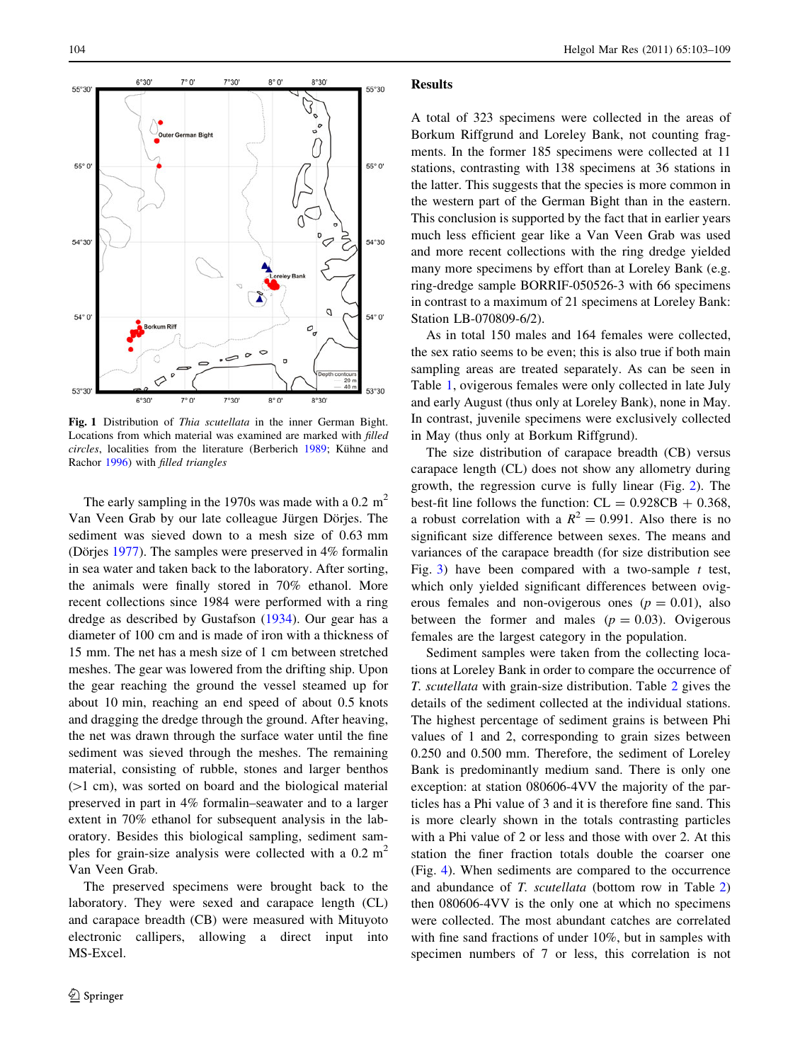Fig. 1 Distribution of *Thia scutellata* in the inner German Bight. Locations from which material was examined are marked with *filled circles*, localities from the literature (Berberich 1989; Kühne and Rachor 1996) with *filled triangles*

The early sampling in the 1970s was made with a 0.2 $m^2$ Van Veen Grab by our late colleague Jürgen Dörjes. The sediment was sieved down to a mesh size of 0.63 mm (Dörjes 1977). The samples were preserved in 4% formalin in sea water and taken back to the laboratory. After sorting, the animals were finally stored in 70% ethanol. More recent collections since 1984 were performed with a ring dredge as described by Gustafson (1934). Our gear has a diameter of 100 cm and is made of iron with a thickness of 15 mm. The net has a mesh size of 1 cm between stretched meshes. The gear was lowered from the drifting ship. Upon the gear reaching the ground the vessel steamed up for about 10 min, reaching an end speed of about 0.5 knots and dragging the dredge through the ground. After heaving, the net was drawn through the surface water until the fine sediment was sieved through the meshes. The remaining material, consisting of rubble, stones and larger benthos (>1 cm), was sorted on board and the biological material preserved in part in 4% formalin–seawater and to a larger extent in 70% ethanol for subsequent analysis in the laboratory. Besides this biological sampling, sediment samples for grain-size analysis were collected with a 0.2 $m^2$ Van Veen Grab.

The preserved specimens were brought back to the laboratory. They were sexed and carapace length (CL) and carapace breadth (CB) were measured with Mituyoto electronic callipers, allowing a direct input into MS-Excel.

## Results

A total of 323 specimens were collected in the areas of Borkum Riffgrund and Loreley Bank, not counting fragments. In the former 185 specimens were collected at 11 stations, contrasting with 138 specimens at 36 stations in the latter. This suggests that the species is more common in the western part of the German Bight than in the eastern. This conclusion is supported by the fact that in earlier years much less efficient gear like a Van Veen Grab was used and more recent collections with the ring dredge yielded many more specimens by effort than at Loreley Bank (e.g. ring-dredge sample BORRIF-050526-3 with 66 specimens in contrast to a maximum of 21 specimens at Loreley Bank: Station LB-070809-6/2).

As in total 150 males and 164 females were collected, the sex ratio seems to be even; this is also true if both main sampling areas are treated separately. As can be seen in Table 1, ovigerous females were only collected in late July and early August (thus only at Loreley Bank), none in May. In contrast, juvenile specimens were exclusively collected in May (thus only at Borkum Riffgrund).

The size distribution of carapace breadth (CB) versus carapace length (CL) does not show any allometry during growth, the regression curve is fully linear (Fig. 2). The best-fit line follows the function: $CL = 0.928CB + 0.368$, a robust correlation with a $R^2 = 0.991$. Also there is no significant size difference between sexes. The means and variances of the carapace breadth (for size distribution see Fig. 3) have been compared with a two-sample $t$ test, which only yielded significant differences between ovigerous females and non-ovigerous ones ($p = 0.01$), also between the former and males ($p = 0.03$). Ovigerous females are the largest category in the population.

Sediment samples were taken from the collecting locations at Loreley Bank in order to compare the occurrence of *T. scutellata* with grain-size distribution. Table 2 gives the details of the sediment collected at the individual stations. The highest percentage of sediment grains is between Phi values of 1 and 2, corresponding to grain sizes between 0.250 and 0.500 mm. Therefore, the sediment of Loreley Bank is predominantly medium sand. There is only one exception: at station 080606-4VV the majority of the particles has a Phi value of 3 and it is therefore fine sand. This is more clearly shown in the totals contrasting particles with a Phi value of 2 or less and those with over 2. At this station the finer fraction totals double the coarser one (Fig. 4). When sediments are compared to the occurrence and abundance of *T. scutellata* (bottom row in Table 2) then 080606-4VV is the only one at which no specimens were collected. The most abundant catches are correlated with fine sand fractions of under 10%, but in samples with specimen numbers of 7 or less, this correlation is not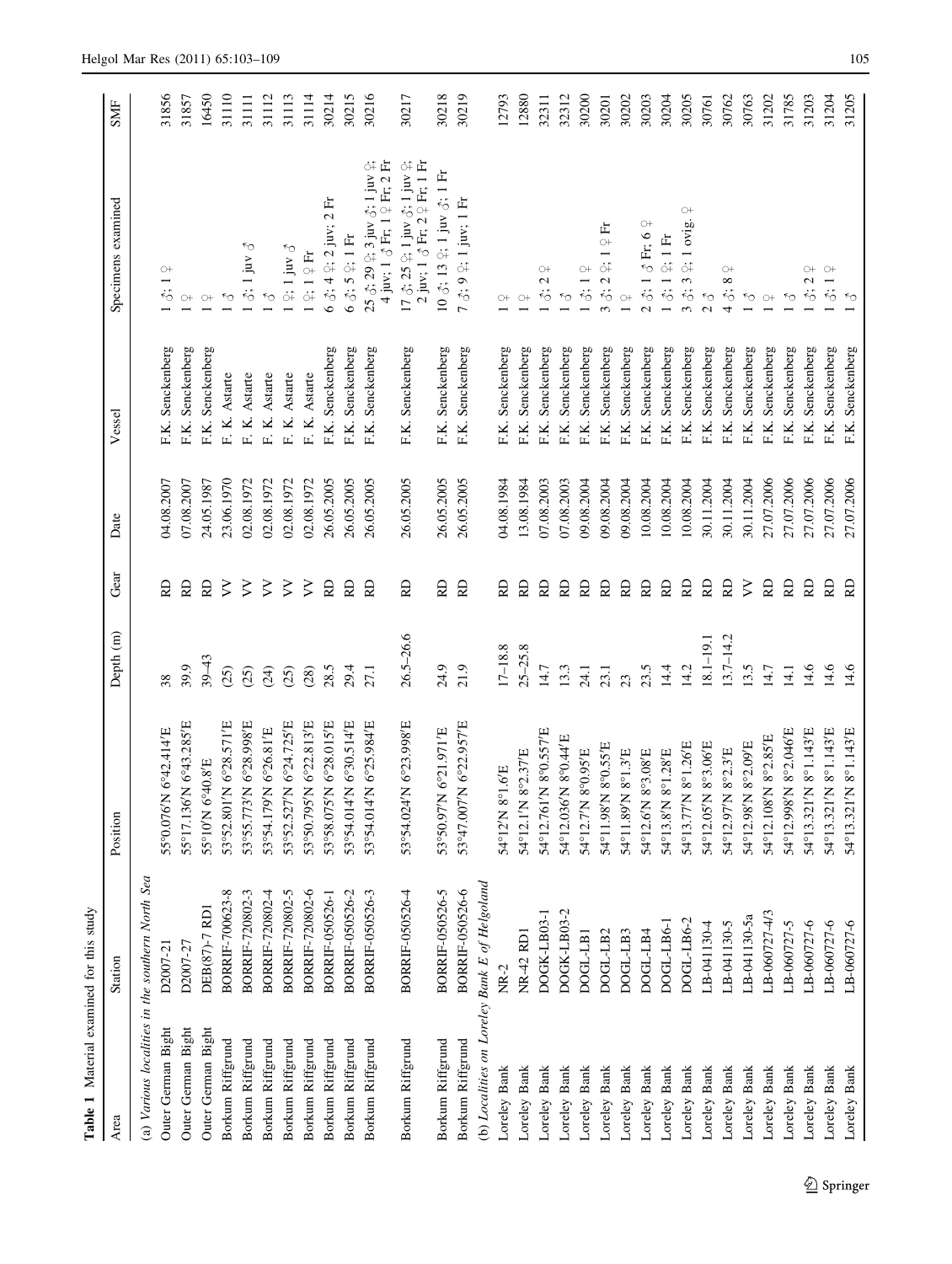**Table 1** Material examined for this study

| Area | Station | Position | Depth (m) | Gear | Date | Vessel | Specimens examined | SMF |
|---|---|---|---|---|---|---|---|---|
| *(a) Various localities in the southern North Sea* | | | | | | | | |
| Outer German Bight | D2007-21 | 55°0.076′N 6°42.414′E | 38 | RD | 04.08.2007 | F.K. Senckenberg | 1 ♂; 1 ♀ | 31856 |
| Outer German Bight | D2007-27 | 55°17.136′N 6°43.285′E | 39.9 | RD | 07.08.2007 | F.K. Senckenberg | 1 ♀ | 31857 |
| Outer German Bight | DEB(87)-7 RD1 | 55°10′N 6°40.8′E | 39–43 | RD | 24.05.1987 | F.K. Senckenberg | 1 ♀ | 16450 |
| Borkum Riffgrund | BORRIF-700623-8 | 53°52.801′N 6°28.571′E | (25) | VV | 23.06.1970 | F. K. Astarte | 1 ♂ | 31110 |
| Borkum Riffgrund | BORRIF-720802-3 | 53°55.773′N 6°28.998′E | (25) | VV | 02.08.1972 | F. K. Astarte | 1 ♂; 1 juv ♂ | 31111 |
| Borkum Riffgrund | BORRIF-720802-4 | 53°54.179′N 6°26.81′E | (24) | VV | 02.08.1972 | F. K. Astarte | 1 ♂ | 31112 |
| Borkum Riffgrund | BORRIF-720802-5 | 53°52.527′N 6°24.725′E | (25) | VV | 02.08.1972 | F. K. Astarte | 1 ♀; 1 juv ♂ | 31113 |
| Borkum Riffgrund | BORRIF-720802-6 | 53°50.795′N 6°22.813′E | (28) | VV | 02.08.1972 | F. K. Astarte | 1 ♀; 1 ♀ Fr | 31114 |
| Borkum Riffgrund | BORRIF-050526-1 | 53°58.075′N 6°28.015′E | 28.5 | RD | 26.05.2005 | F.K. Senckenberg | 6 ♂; 4 ♀; 2 juv; 2 Fr | 30214 |
| Borkum Riffgrund | BORRIF-050526-2 | 53°54.014′N 6°30.514′E | 29.4 | RD | 26.05.2005 | F.K. Senckenberg | 6 ♂; 5 ♀; 1 Fr | 30215 |
| Borkum Riffgrund | BORRIF-050526-3 | 53°54.014′N 6°25.984′E | 27.1 | RD | 26.05.2005 | F.K. Senckenberg | 25 ♂; 29 ♀; 3 juv ♂; 1 juv ♀; 4 juv; 1 ♂ Fr; 1 ♀ Fr; 2 Fr | 30216 |
| Borkum Riffgrund | BORRIF-050526-4 | 53°54.024′N 6°23.998′E | 26.5–26.6 | RD | 26.05.2005 | F.K. Senckenberg | 17 ♂; 25 ♀; 1 juv ♂; 1 juv ♀; 2 juv; 1 ♂ Fr; 2 ♀ Fr; 1 Fr | 30217 |
| Borkum Riffgrund | BORRIF-050526-5 | 53°50.97′N 6°21.971′E | 24.9 | RD | 26.05.2005 | F.K. Senckenberg | 10 ♂; 13 ♀; 1 juv ♂; 1 Fr | 30218 |
| Borkum Riffgrund | BORRIF-050526-6 | 53°47.007′N 6°22.957′E | 21.9 | RD | 26.05.2005 | F.K. Senckenberg | 7 ♂; 9 ♀; 1 juv; 1 Fr | 30219 |
| *(b) Localities on Loreley Bank E of Helgoland* | | | | | | | | |
| Loreley Bank | NR-2 | 54°12′N 8°1.6′E | 17–18.8 | RD | 04.08.1984 | F.K. Senckenberg | 1 ♀ | 12793 |
| Loreley Bank | NR-42 RD1 | 54°12.1′N 8°2.37′E | 25–25.8 | RD | 13.08.1984 | F.K. Senckenberg | 1 ♀ | 12880 |
| Loreley Bank | DOGK-LB03-1 | 54°12.761′N 8°0.557′E | 14.7 | RD | 07.08.2003 | F.K. Senckenberg | 1 ♂; 2 ♀ | 32311 |
| Loreley Bank | DOGK-LB03-2 | 54°12.036′N 8°0.44′E | 13.3 | RD | 07.08.2003 | F.K. Senckenberg | 1 ♂ | 32312 |
| Loreley Bank | DOGL-LB1 | 54°12.7′N 8°0.95′E | 24.1 | RD | 09.08.2004 | F.K. Senckenberg | 1 ♂; 1 ♀ | 30200 |
| Loreley Bank | DOGL-LB2 | 54°11.98′N 8°0.55′E | 23.1 | RD | 09.08.2004 | F.K. Senckenberg | 3 ♂; 2 ♀; 1 ♀ Fr | 30201 |
| Loreley Bank | DOGL-LB3 | 54°11.89′N 8°1.3′E | 23 | RD | 09.08.2004 | F.K. Senckenberg | 1 ♀ | 30202 |
| Loreley Bank | DOGL-LB4 | 54°12.6′N 8°3.08′E | 23.5 | RD | 10.08.2004 | F.K. Senckenberg | 2 ♂; 1 ♂ Fr, 6 ♀ | 30203 |
| Loreley Bank | DOGL-LB6-1 | 54°13.8′N 8°1.28′E | 14.4 | RD | 10.08.2004 | F.K. Senckenberg | 1 ♂; 1 ♀; 1 Fr | 30204 |
| Loreley Bank | DOGL-LB6-2 | 54°13.77′N 8°1.26′E | 14.2 | RD | 10.08.2004 | F.K. Senckenberg | 3 ♂; 3 ♀; 1 ovig. ♀ | 30205 |
| Loreley Bank | LB-041130-4 | 54°12.05′N 8°3.06′E | 18.1–19.1 | RD | 30.11.2004 | F.K. Senckenberg | 2 ♂ | 30761 |
| Loreley Bank | LB-041130-5 | 54°12.97′N 8°2.3′E | 13.7–14.2 | RD | 30.11.2004 | F.K. Senckenberg | 4 ♂; 8 ♀ | 30762 |
| Loreley Bank | LB-041130-5a | 54°12.98′N 8°2.09′E | 13.5 | VV | 30.11.2004 | F.K. Senckenberg | 1 ♂ | 30763 |
| Loreley Bank | LB-060727-4/3 | 54°12.108′N 8°2.85′E | 14.7 | RD | 27.07.2006 | F.K. Senckenberg | 1 ♀ | 31202 |
| Loreley Bank | LB-060727-5 | 54°12.998′N 8°2.046′E | 14.1 | RD | 27.07.2006 | F.K. Senckenberg | 1 ♂ | 31785 |
| Loreley Bank | LB-060727-6 | 54°13.321′N 8°1.143′E | 14.6 | RD | 27.07.2006 | F.K. Senckenberg | 1 ♂; 2 ♀ | 31203 |
| Loreley Bank | LB-060727-6 | 54°13.321′N 8°1.143′E | 14.6 | RD | 27.07.2006 | F.K. Senckenberg | 1 ♂; 1 ♀ | 31204 |
| Loreley Bank | LB-060727-6 | 54°13.321′N 8°1.143′E | 14.6 | RD | 27.07.2006 | F.K. Senckenberg | 1 ♂ | 31205 |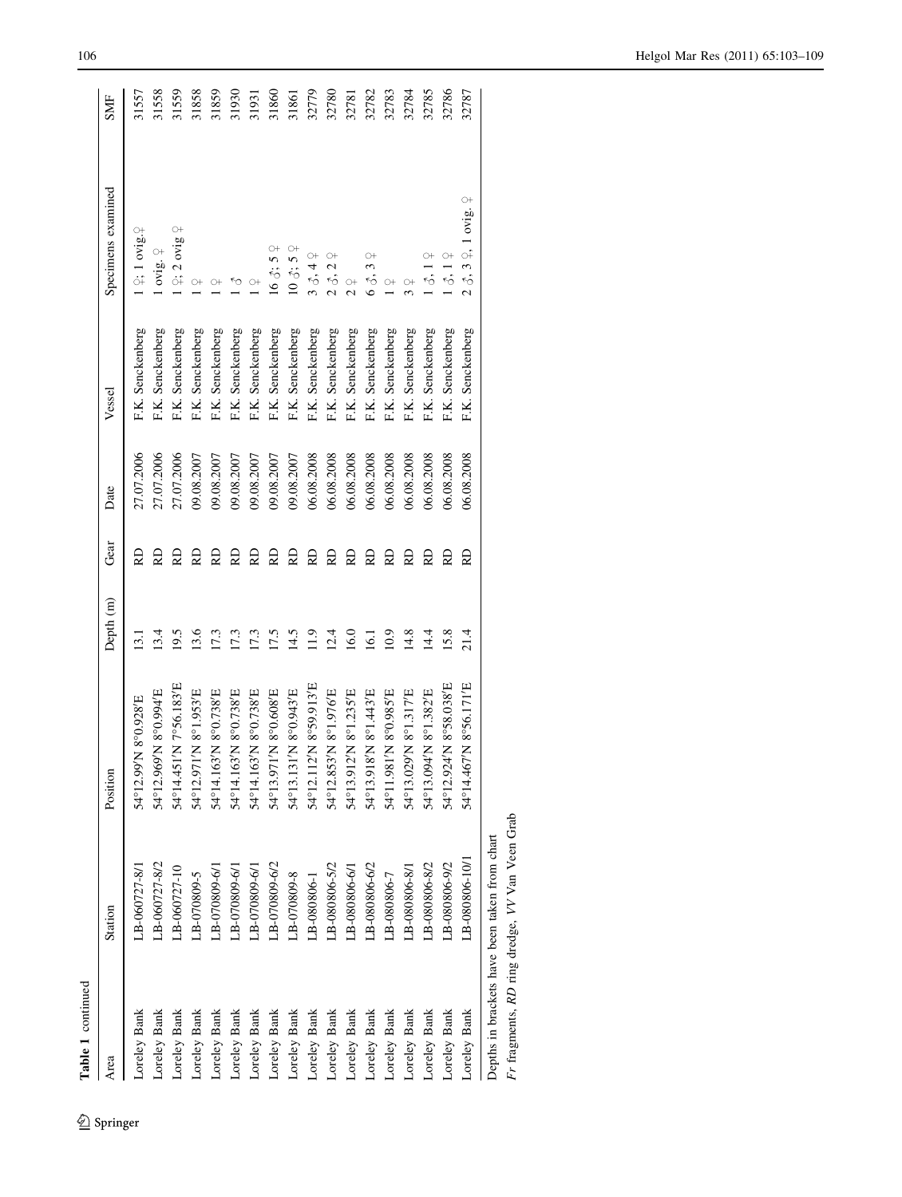**Table 1** continued

| Area | Station | Position | Depth (m) | Gear | Date | Vessel | Specimens examined | SMF |
|---|---|---|---|---|---|---|---|---|
| Loreley Bank | LB-060727-8/1 | 54°12.99′N 8°0.928′E | 13.1 | RD | 27.07.2006 | F.K. Senckenberg | 1 ♀; 1 ovig.♀ | 31557 |
| Loreley Bank | LB-060727-8/2 | 54°12.969′N 8°0.994′E | 13.4 | RD | 27.07.2006 | F.K. Senckenberg | 1 ovig. ♀ | 31558 |
| Loreley Bank | LB-060727-10 | 54°14.451′N 7°56.183′E | 19.5 | RD | 27.07.2006 | F.K. Senckenberg | 1 ♀; 2 ovig ♀ | 31559 |
| Loreley Bank | LB-070809-5 | 54°12.971′N 8°1.953′E | 13.6 | RD | 09.08.2007 | F.K. Senckenberg | 1 ♀ | 31858 |
| Loreley Bank | LB-070809-6/1 | 54°14.163′N 8°0.738′E | 17.3 | RD | 09.08.2007 | F.K. Senckenberg | 1 ♀ | 31859 |
| Loreley Bank | LB-070809-6/1 | 54°14.163′N 8°0.738′E | 17.3 | RD | 09.08.2007 | F.K. Senckenberg | 1 ♂ | 31930 |
| Loreley Bank | LB-070809-6/1 | 54°14.163′N 8°0.738′E | 17.3 | RD | 09.08.2007 | F.K. Senckenberg | 1 ♀ | 31931 |
| Loreley Bank | LB-070809-6/2 | 54°13.971′N 8°0.608′E | 17.5 | RD | 09.08.2007 | F.K. Senckenberg | 16 ♂; 5 ♀ | 31860 |
| Loreley Bank | LB-070809-8 | 54°13.131′N 8°0.943′E | 14.5 | RD | 09.08.2007 | F.K. Senckenberg | 10 ♂; 5 ♀ | 31861 |
| Loreley Bank | LB-080806-1 | 54°12.112′N 8°59.913′E | 11.9 | RD | 06.08.2008 | F.K. Senckenberg | 3 ♂, 4 ♀ | 32779 |
| Loreley Bank | LB-080806-5/2 | 54°12.853′N 8°1.976′E | 12.4 | RD | 06.08.2008 | F.K. Senckenberg | 2 ♂, 2 ♀ | 32780 |
| Loreley Bank | LB-080806-6/1 | 54°13.912′N 8°1.235′E | 16.0 | RD | 06.08.2008 | F.K. Senckenberg | 2 ♀ | 32781 |
| Loreley Bank | LB-080806-6/2 | 54°13.918′N 8°1.443′E | 16.1 | RD | 06.08.2008 | F.K. Senckenberg | 6 ♂, 3 ♀ | 32782 |
| Loreley Bank | LB-080806-7 | 54°11.981′N 8°0.985′E | 10.9 | RD | 06.08.2008 | F.K. Senckenberg | 1 ♀ | 32783 |
| Loreley Bank | LB-080806-8/1 | 54°13.029′N 8°1.317′E | 14.8 | RD | 06.08.2008 | F.K. Senckenberg | 3 ♀ | 32784 |
| Loreley Bank | LB-080806-8/2 | 54°13.094′N 8°1.382′E | 14.4 | RD | 06.08.2008 | F.K. Senckenberg | 1 ♂, 1 ♀ | 32785 |
| Loreley Bank | LB-080806-9/2 | 54°12.924′N 8°58.038′E | 15.8 | RD | 06.08.2008 | F.K. Senckenberg | 1 ♂, 1 ♀ | 32786 |
| Loreley Bank | LB-080806-10/1 | 54°14.467′N 8°56.171′E | 21.4 | RD | 06.08.2008 | F.K. Senckenberg | 2 ♂, 3 ♀, 1 ovig. ♀ | 32787 |

Depths in brackets have been taken from chart

*Fr* fragments, *RD* ring dredge, *VV* Van Veen Grab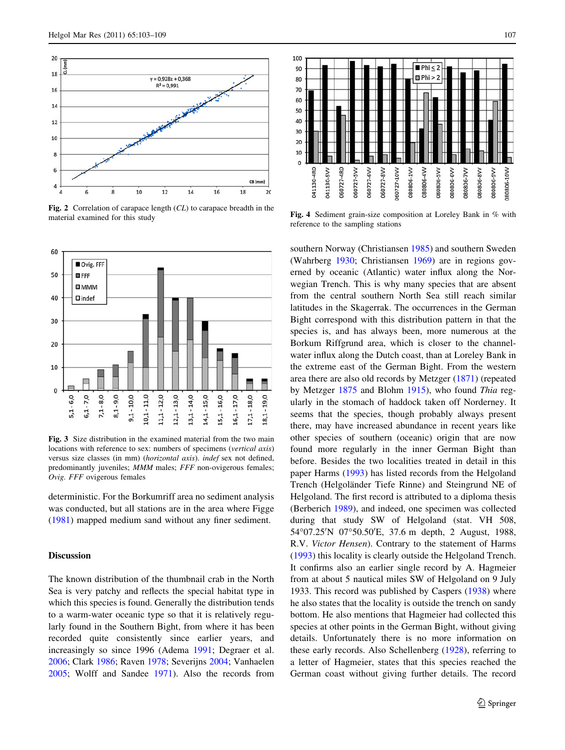Fig. 2 Correlation of carapace length (*CL*) to carapace breadth in the material examined for this study

Fig. 4 Sediment grain-size composition at Loreley Bank in % with reference to the sampling stations

Fig. 3 Size distribution in the examined material from the two main locations with reference to sex: numbers of specimens (*vertical axis*) versus size classes (in mm) (*horizontal axis*). *indef* sex not defined, predominantly juveniles; *MMM* males; *FFF* non-ovigerous females; *Ovig. FFF* ovigerous females

deterministic. For the Borkumriff area no sediment analysis was conducted, but all stations are in the area where Figge (1981) mapped medium sand without any finer sediment.

## Discussion

The known distribution of the thumbnail crab in the North Sea is very patchy and reflects the special habitat type in which this species is found. Generally the distribution tends to a warm-water oceanic type so that it is relatively regularly found in the Southern Bight, from where it has been recorded quite consistently since earlier years, and increasingly so since 1996 (Adema 1991; Degraer et al. 2006; Clark 1986; Raven 1978; Severijns 2004; Vanhaelen 2005; Wolff and Sandee 1971). Also the records from southern Norway (Christiansen 1985) and southern Sweden (Wahrberg 1930; Christiansen 1969) are in regions governed by oceanic (Atlantic) water influx along the Norwegian Trench. This is why many species that are absent from the central southern North Sea still reach similar latitudes in the Skagerrak. The occurrences in the German Bight correspond with this distribution pattern in that the species is, and has always been, more numerous at the Borkum Riffgrund area, which is closer to the channel-water influx along the Dutch coast, than at Loreley Bank in the extreme east of the German Bight. From the western area there are also old records by Metzger (1871) (repeated by Metzger 1875 and Blohm 1915), who found *Thia* regularly in the stomach of haddock taken off Norderney. It seems that the species, though probably always present there, may have increased abundance in recent years like other species of southern (oceanic) origin that are now found more regularly in the inner German Bight than before. Besides the two localities treated in detail in this paper Harms (1993) has listed records from the Helgoland Trench (Helgoländer Tiefe Rinne) and Steingrund NE of Helgoland. The first record is attributed to a diploma thesis (Berberich 1989), and indeed, one specimen was collected during that study SW of Helgoland (stat. VH 508, 54°07.25′N 07°50.50′E, 37.6 m depth, 2 August, 1988, R.V. *Victor Hensen*). Contrary to the statement of Harms (1993) this locality is clearly outside the Helgoland Trench. It confirms also an earlier single record by A. Hagmeier from at about 5 nautical miles SW of Helgoland on 9 July 1933. This record was published by Caspers (1938) where he also states that the locality is outside the trench on sandy bottom. He also mentions that Hagmeier had collected this species at other points in the German Bight, without giving details. Unfortunately there is no more information on these early records. Also Schellenberg (1928), referring to a letter of Hagmeier, states that this species reached the German coast without giving further details. The record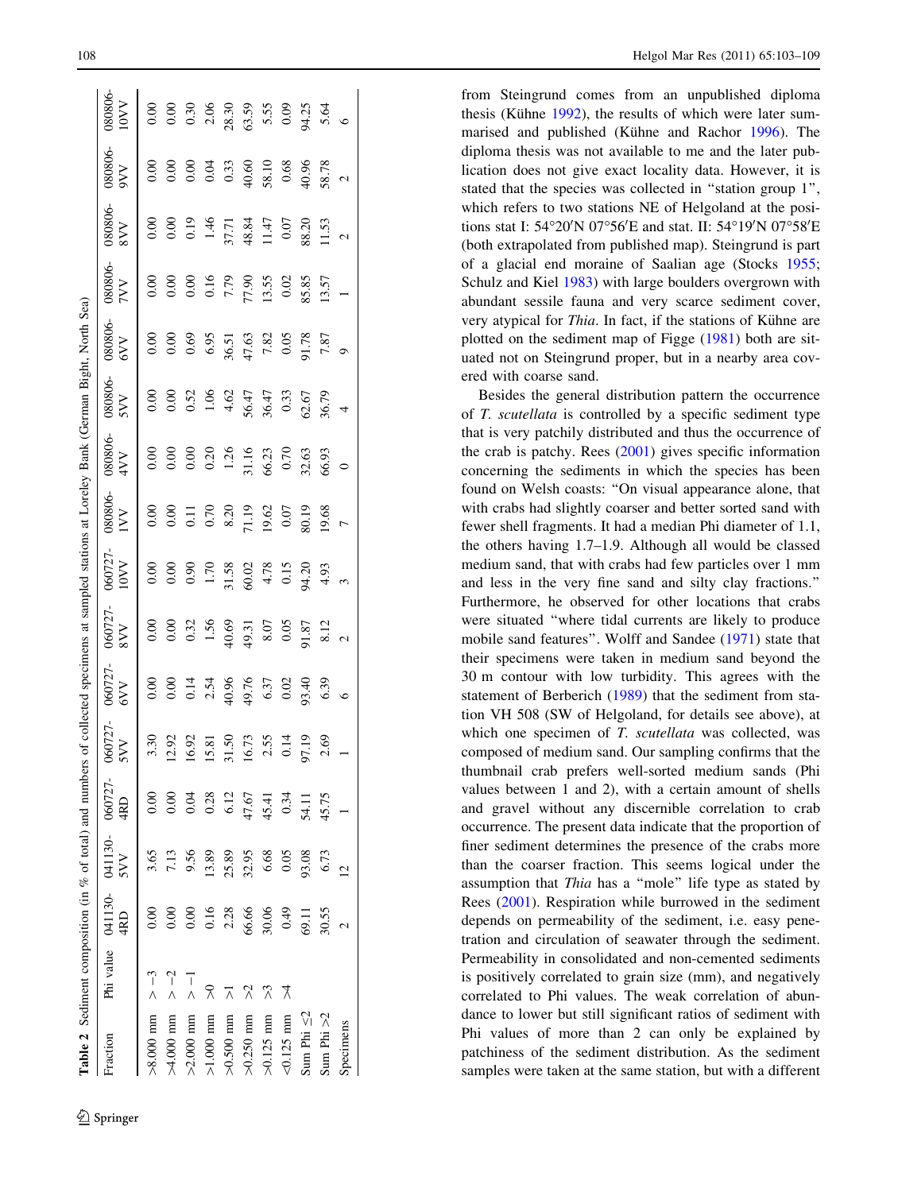**Table 2** Sediment composition (in % of total) and numbers of collected specimens at sampled stations at Loreley Bank (German Bight, North Sea)

| Fraction | Phi value | 041130-4RD | 041130-5VV | 060727-4RD | 060727-5VV | 060727-6VV | 060727-8VV | 060727-10VV | 080806-1VV | 080806-4VV | 080806-5VV | 080806-6VV | 080806-7VV | 080806-8VV | 080806-9VV | 080806-10VV |
|---|---|---|---|---|---|---|---|---|---|---|---|---|---|---|---|---|
| >8.000 mm | > −3 | 0.00 | 3.65 | 0.00 | 3.30 | 0.00 | 0.00 | 0.00 | 0.00 | 0.00 | 0.00 | 0.00 | 0.00 | 0.00 | 0.00 | 0.00 |
| >4.000 mm | > −2 | 0.00 | 7.13 | 0.00 | 12.92 | 0.00 | 0.00 | 0.00 | 0.00 | 0.00 | 0.00 | 0.00 | 0.00 | 0.00 | 0.00 | 0.00 |
| >2.000 mm | > −1 | 0.00 | 9.56 | 0.04 | 16.92 | 0.14 | 0.32 | 0.90 | 0.11 | 0.00 | 0.52 | 0.69 | 0.00 | 0.19 | 0.00 | 0.30 |
| >1.000 mm | >0 | 0.16 | 13.89 | 0.28 | 15.81 | 2.54 | 1.56 | 1.70 | 0.70 | 0.20 | 1.06 | 6.95 | 0.16 | 1.46 | 0.04 | 2.06 |
| >0.500 mm | >1 | 2.28 | 25.89 | 6.12 | 31.50 | 40.96 | 40.69 | 31.58 | 8.20 | 1.26 | 4.62 | 36.51 | 7.79 | 37.71 | 0.33 | 28.30 |
| >0.250 mm | >2 | 66.66 | 32.95 | 47.67 | 16.73 | 49.76 | 49.31 | 60.02 | 71.19 | 31.16 | 56.47 | 47.63 | 77.90 | 48.84 | 40.60 | 63.59 |
| >0.125 mm | >3 | 30.06 | 6.68 | 45.41 | 2.55 | 6.37 | 8.07 | 4.78 | 19.62 | 66.23 | 36.47 | 7.82 | 13.55 | 11.47 | 58.10 | 5.55 |
| <0.125 mm | >4 | 0.49 | 0.05 | 0.34 | 0.14 | 0.02 | 0.05 | 0.15 | 0.07 | 0.70 | 0.33 | 0.05 | 0.02 | 0.07 | 0.68 | 0.09 |
| Sum Phi ≤2 | | 69.11 | 93.08 | 54.11 | 97.19 | 93.40 | 91.87 | 94.20 | 80.19 | 32.63 | 62.67 | 91.78 | 85.85 | 88.20 | 40.96 | 94.25 |
| Sum Phi >2 | | 30.55 | 6.73 | 45.75 | 2.69 | 6.39 | 8.12 | 4.93 | 19.68 | 66.93 | 36.79 | 7.87 | 13.57 | 11.53 | 58.78 | 5.64 |
| Specimens | | 2 | 12 | 1 | 1 | 6 | 2 | 3 | 7 | 0 | 4 | 9 | 1 | 2 | 2 | 6 |

from Steingrund comes from an unpublished diploma thesis (Kühne 1992), the results of which were later summarised and published (Kühne and Rachor 1996). The diploma thesis was not available to me and the later publication does not give exact locality data. However, it is stated that the species was collected in "station group 1", which refers to two stations NE of Helgoland at the positions stat I: 54°20′N 07°56′E and stat. II: 54°19′N 07°58′E (both extrapolated from published map). Steingrund is part of a glacial end moraine of Saalian age (Stocks 1955; Schulz and Kiel 1983) with large boulders overgrown with abundant sessile fauna and very scarce sediment cover, very atypical for *Thia*. In fact, if the stations of Kühne are plotted on the sediment map of Figge (1981) both are situated not on Steingrund proper, but in a nearby area covered with coarse sand.

Besides the general distribution pattern the occurrence of *T. scutellata* is controlled by a specific sediment type that is very patchily distributed and thus the occurrence of the crab is patchy. Rees (2001) gives specific information concerning the sediments in which the species has been found on Welsh coasts: "On visual appearance alone, that with crabs had slightly coarser and better sorted sand with fewer shell fragments. It had a median Phi diameter of 1.1, the others having 1.7–1.9. Although all would be classed medium sand, that with crabs had few particles over 1 mm and less in the very fine sand and silty clay fractions." Furthermore, he observed for other locations that crabs were situated "where tidal currents are likely to produce mobile sand features". Wolff and Sandee (1971) state that their specimens were taken in medium sand beyond the 30 m contour with low turbidity. This agrees with the statement of Berberich (1989) that the sediment from station VH 508 (SW of Helgoland, for details see above), at which one specimen of *T. scutellata* was collected, was composed of medium sand. Our sampling confirms that the thumbnail crab prefers well-sorted medium sands (Phi values between 1 and 2), with a certain amount of shells and gravel without any discernible correlation to crab occurrence. The present data indicate that the proportion of finer sediment determines the presence of the crabs more than the coarser fraction. This seems logical under the assumption that *Thia* has a "mole" life type as stated by Rees (2001). Respiration while burrowed in the sediment depends on permeability of the sediment, i.e. easy penetration and circulation of seawater through the sediment. Permeability in consolidated and non-cemented sediments is positively correlated to grain size (mm), and negatively correlated to Phi values. The weak correlation of abundance to lower but still significant ratios of sediment with Phi values of more than 2 can only be explained by patchiness of the sediment distribution. As the sediment samples were taken at the same station, but with a different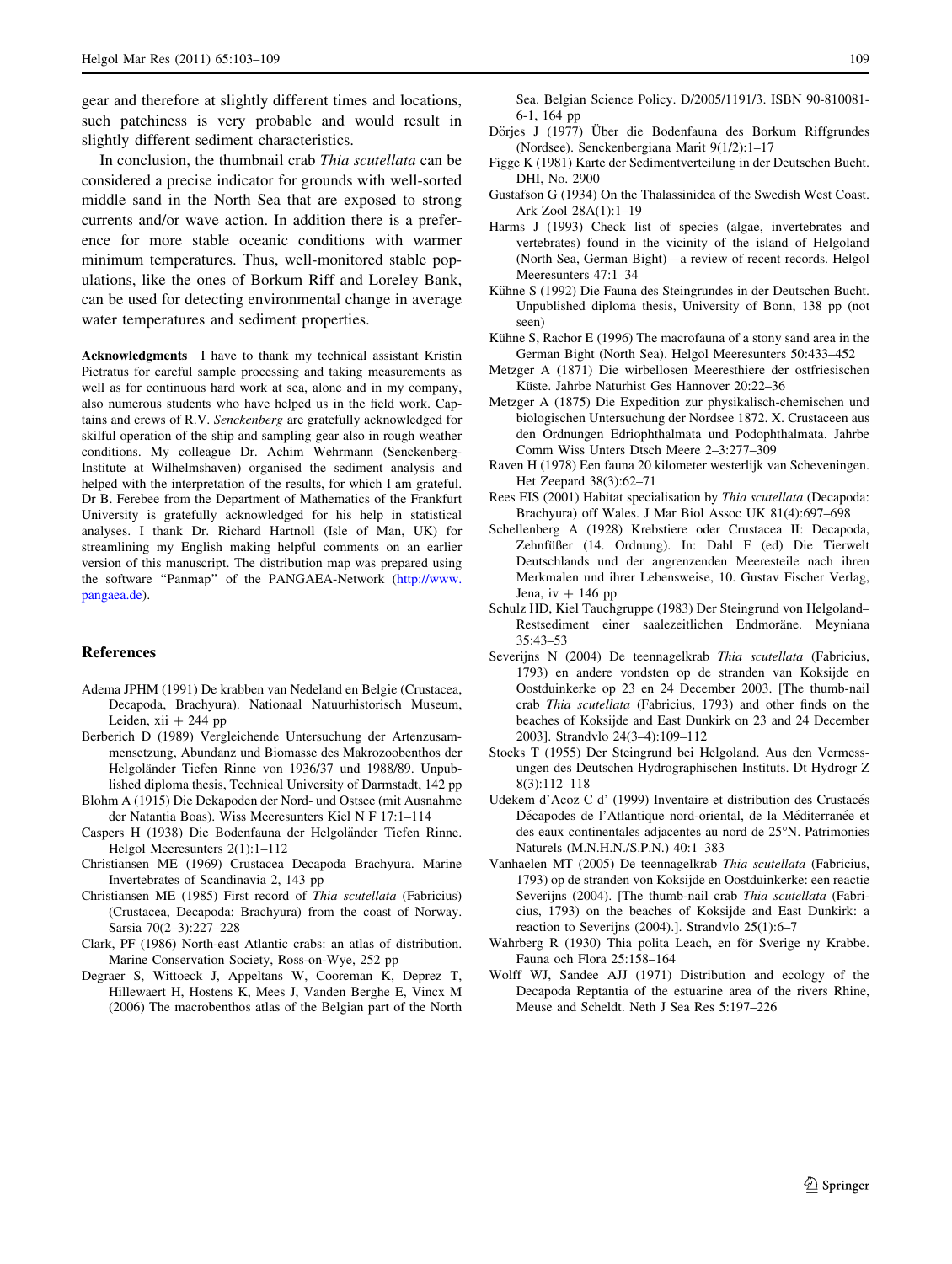gear and therefore at slightly different times and locations, such patchiness is very probable and would result in slightly different sediment characteristics.

In conclusion, the thumbnail crab *Thia scutellata* can be considered a precise indicator for grounds with well-sorted middle sand in the North Sea that are exposed to strong currents and/or wave action. In addition there is a preference for more stable oceanic conditions with warmer minimum temperatures. Thus, well-monitored stable populations, like the ones of Borkum Riff and Loreley Bank, can be used for detecting environmental change in average water temperatures and sediment properties.

**Acknowledgments** I have to thank my technical assistant Kristin Pietratus for careful sample processing and taking measurements as well as for continuous hard work at sea, alone and in my company, also numerous students who have helped us in the field work. Captains and crews of R.V. *Senckenberg* are gratefully acknowledged for skilful operation of the ship and sampling gear also in rough weather conditions. My colleague Dr. Achim Wehrmann (Senckenberg-Institute at Wilhelmshaven) organised the sediment analysis and helped with the interpretation of the results, for which I am grateful. Dr B. Ferebee from the Department of Mathematics of the Frankfurt University is gratefully acknowledged for his help in statistical analyses. I thank Dr. Richard Hartnoll (Isle of Man, UK) for streamlining my English making helpful comments on an earlier version of this manuscript. The distribution map was prepared using the software "Panmap" of the PANGAEA-Network (http://www.pangaea.de).

## References

Adema JPHM (1991) De krabben van Nedeland en Belgie (Crustacea, Decapoda, Brachyura). Nationaal Natuurhistorisch Museum, Leiden, xii + 244 pp

Berberich D (1989) Vergleichende Untersuchung der Artenzusammensetzung, Abundanz und Biomasse des Makrozoobenthos der Helgoländer Tiefen Rinne von 1936/37 und 1988/89. Unpublished diploma thesis, Technical University of Darmstadt, 142 pp

Blohm A (1915) Die Dekapoden der Nord- und Ostsee (mit Ausnahme der Natantia Boas). Wiss Meeresunters Kiel N F 17:1–114

Caspers H (1938) Die Bodenfauna der Helgoländer Tiefen Rinne. Helgol Meeresunters 2(1):1–112

Christiansen ME (1969) Crustacea Decapoda Brachyura. Marine Invertebrates of Scandinavia 2, 143 pp

Christiansen ME (1985) First record of *Thia scutellata* (Fabricius) (Crustacea, Decapoda: Brachyura) from the coast of Norway. Sarsia 70(2–3):227–228

Clark, PF (1986) North-east Atlantic crabs: an atlas of distribution. Marine Conservation Society, Ross-on-Wye, 252 pp

Degraer S, Wittoeck J, Appeltans W, Cooreman K, Deprez T, Hillewaert H, Hostens K, Mees J, Vanden Berghe E, Vincx M (2006) The macrobenthos atlas of the Belgian part of the North Sea. Belgian Science Policy. D/2005/1191/3. ISBN 90-810081-6-1, 164 pp

Dörjes J (1977) Über die Bodenfauna des Borkum Riffgrundes (Nordsee). Senckenbergiana Marit 9(1/2):1–17

Figge K (1981) Karte der Sedimentverteilung in der Deutschen Bucht. DHI, No. 2900

Gustafson G (1934) On the Thalassinidea of the Swedish West Coast. Ark Zool 28A(1):1–19

Harms J (1993) Check list of species (algae, invertebrates and vertebrates) found in the vicinity of the island of Helgoland (North Sea, German Bight)—a review of recent records. Helgol Meeresunters 47:1–34

Kühne S (1992) Die Fauna des Steingrundes in der Deutschen Bucht. Unpublished diploma thesis, University of Bonn, 138 pp (not seen)

Kühne S, Rachor E (1996) The macrofauna of a stony sand area in the German Bight (North Sea). Helgol Meeresunters 50:433–452

Metzger A (1871) Die wirbellosen Meeresthiere der ostfriesischen Küste. Jahrbe Naturhist Ges Hannover 20:22–36

Metzger A (1875) Die Expedition zur physikalisch-chemischen und biologischen Untersuchung der Nordsee 1872. X. Crustaceen aus den Ordnungen Edriophthalmata und Podophthalmata. Jahrbe Comm Wiss Unters Dtsch Meere 2–3:277–309

Raven H (1978) Een fauna 20 kilometer westerlijk van Scheveningen. Het Zeepard 38(3):62–71

Rees EIS (2001) Habitat specialisation by *Thia scutellata* (Decapoda: Brachyura) off Wales. J Mar Biol Assoc UK 81(4):697–698

Schellenberg A (1928) Krebstiere oder Crustacea II: Decapoda, Zehnfüßer (14. Ordnung). In: Dahl F (ed) Die Tierwelt Deutschlands und der angrenzenden Meeresteile nach ihren Merkmalen und ihrer Lebensweise, 10. Gustav Fischer Verlag, Jena, iv + 146 pp

Schulz HD, Kiel Tauchgruppe (1983) Der Steingrund von Helgoland–Restsediment einer saalezeitlichen Endmoräne. Meyniana 35:43–53

Severijns N (2004) De teennagelkrab *Thia scutellata* (Fabricius, 1793) en andere vondsten op de stranden van Koksijde en Oostduinkerke op 23 en 24 December 2003. [The thumb-nail crab *Thia scutellata* (Fabricius, 1793) and other finds on the beaches of Koksijde and East Dunkirk on 23 and 24 December 2003]. Strandvlo 24(3–4):109–112

Stocks T (1955) Der Steingrund bei Helgoland. Aus den Vermessungen des Deutschen Hydrographischen Instituts. Dt Hydrogr Z 8(3):112–118

Udekem d'Acoz C d' (1999) Inventaire et distribution des Crustacés Décapodes de l'Atlantique nord-oriental, de la Méditerranée et des eaux continentales adjacentes au nord de 25°N. Patrimonies Naturels (M.N.H.N./S.P.N.) 40:1–383

Vanhaelen MT (2005) De teennagelkrab *Thia scutellata* (Fabricius, 1793) op de stranden van Koksijde en Oostduinkerke: een reactie Severijns (2004). [The thumb-nail crab *Thia scutellata* (Fabricius, 1793) on the beaches of Koksijde and East Dunkirk: a reaction to Severijns (2004).]. Strandvlo 25(1):6–7

Wahrberg R (1930) Thia polita Leach, en för Sverige ny Krabbe. Fauna och Flora 25:158–164

Wolff WJ, Sandee AJJ (1971) Distribution and ecology of the Decapoda Reptantia of the estuarine area of the rivers Rhine, Meuse and Scheldt. Neth J Sea Res 5:197–226